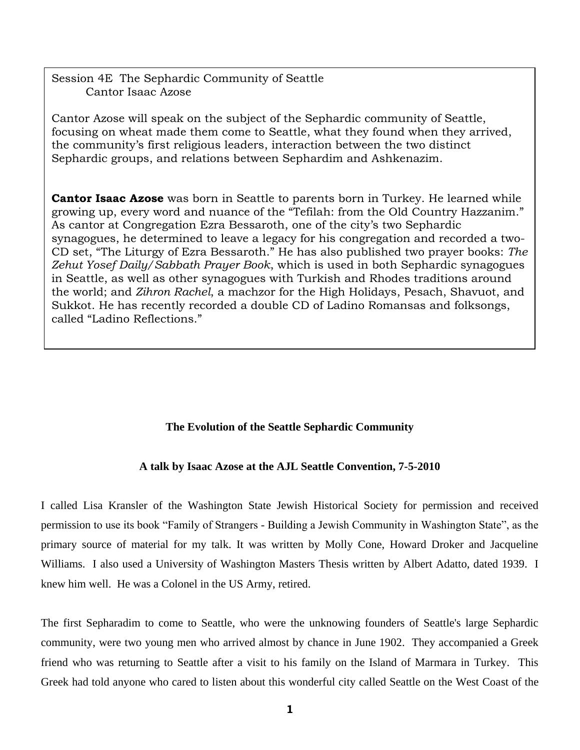Session 4E The Sephardic Community of Seattle
Cantor Isaac Azose

Cantor Azose will speak on the subject of the Sephardic community of Seattle, focusing on wheat made them come to Seattle, what they found when they arrived, the community's first religious leaders, interaction between the two distinct Sephardic groups, and relations between Sephardim and Ashkenazim.

**Cantor Isaac Azose** was born in Seattle to parents born in Turkey. He learned while growing up, every word and nuance of the "Tefilah: from the Old Country Hazzanim." As cantor at Congregation Ezra Bessaroth, one of the city's two Sephardic synagogues, he determined to leave a legacy for his congregation and recorded a two-CD set, "The Liturgy of Ezra Bessaroth." He has also published two prayer books: *The Zehut Yosef Daily/Sabbath Prayer Book*, which is used in both Sephardic synagogues in Seattle, as well as other synagogues with Turkish and Rhodes traditions around the world; and *Zihron Rachel*, a machzor for the High Holidays, Pesach, Shavuot, and Sukkot. He has recently recorded a double CD of Ladino Romansas and folksongs, called "Ladino Reflections."

## The Evolution of the Seattle Sephardic Community

### A talk by Isaac Azose at the AJL Seattle Convention, 7-5-2010

I called Lisa Kransler of the Washington State Jewish Historical Society for permission and received permission to use its book "Family of Strangers - Building a Jewish Community in Washington State", as the primary source of material for my talk. It was written by Molly Cone, Howard Droker and Jacqueline Williams. I also used a University of Washington Masters Thesis written by Albert Adatto, dated 1939. I knew him well. He was a Colonel in the US Army, retired.

The first Sepharadim to come to Seattle, who were the unknowing founders of Seattle's large Sephardic community, were two young men who arrived almost by chance in June 1902. They accompanied a Greek friend who was returning to Seattle after a visit to his family on the Island of Marmara in Turkey. This Greek had told anyone who cared to listen about this wonderful city called Seattle on the West Coast of the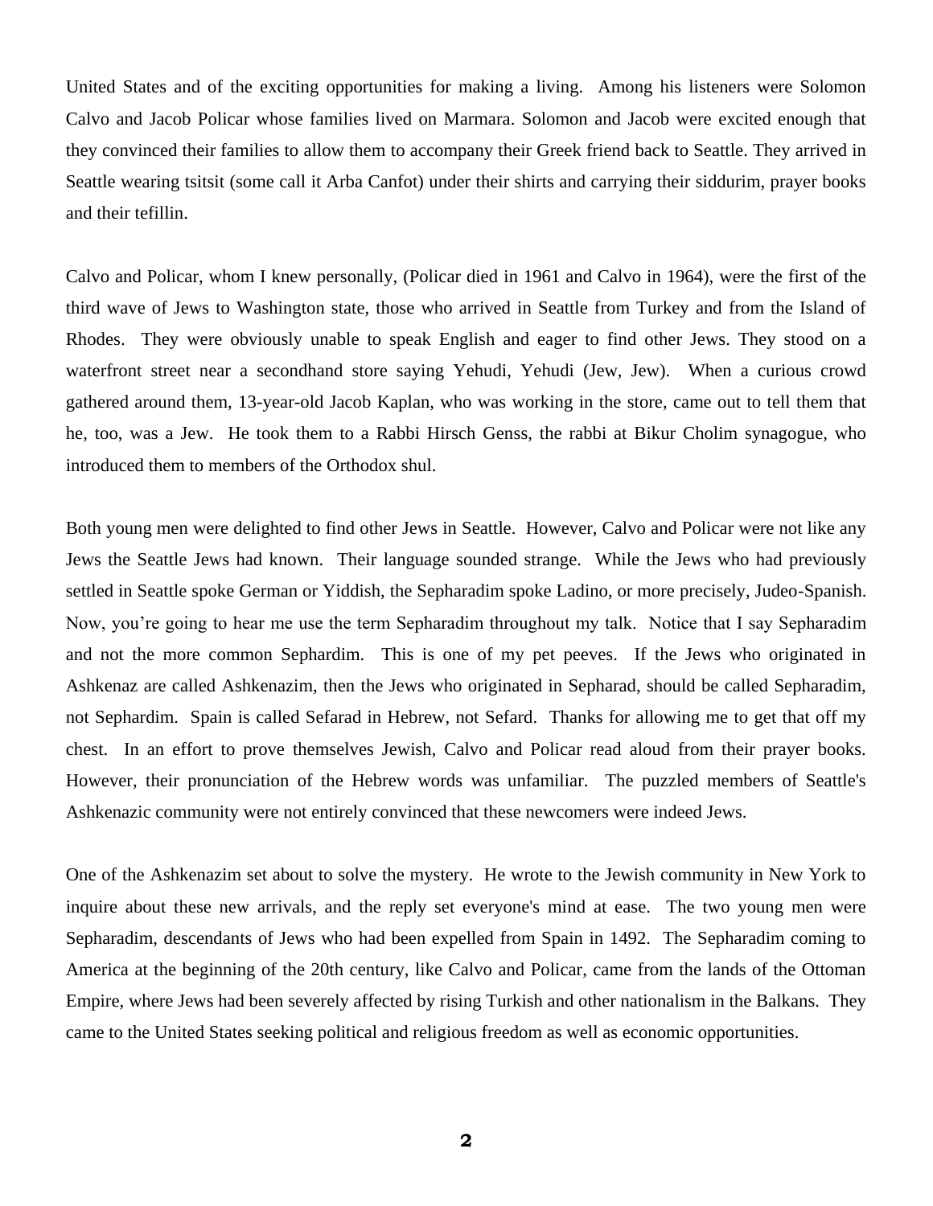United States and of the exciting opportunities for making a living. Among his listeners were Solomon Calvo and Jacob Policar whose families lived on Marmara. Solomon and Jacob were excited enough that they convinced their families to allow them to accompany their Greek friend back to Seattle. They arrived in Seattle wearing tsitsit (some call it Arba Canfot) under their shirts and carrying their siddurim, prayer books and their tefillin.

Calvo and Policar, whom I knew personally, (Policar died in 1961 and Calvo in 1964), were the first of the third wave of Jews to Washington state, those who arrived in Seattle from Turkey and from the Island of Rhodes. They were obviously unable to speak English and eager to find other Jews. They stood on a waterfront street near a secondhand store saying Yehudi, Yehudi (Jew, Jew). When a curious crowd gathered around them, 13-year-old Jacob Kaplan, who was working in the store, came out to tell them that he, too, was a Jew. He took them to a Rabbi Hirsch Genss, the rabbi at Bikur Cholim synagogue, who introduced them to members of the Orthodox shul.

Both young men were delighted to find other Jews in Seattle. However, Calvo and Policar were not like any Jews the Seattle Jews had known. Their language sounded strange. While the Jews who had previously settled in Seattle spoke German or Yiddish, the Sepharadim spoke Ladino, or more precisely, Judeo-Spanish. Now, you're going to hear me use the term Sepharadim throughout my talk. Notice that I say Sepharadim and not the more common Sephardim. This is one of my pet peeves. If the Jews who originated in Ashkenaz are called Ashkenazim, then the Jews who originated in Sepharad, should be called Sepharadim, not Sephardim. Spain is called Sefarad in Hebrew, not Sefard. Thanks for allowing me to get that off my chest. In an effort to prove themselves Jewish, Calvo and Policar read aloud from their prayer books. However, their pronunciation of the Hebrew words was unfamiliar. The puzzled members of Seattle's Ashkenazic community were not entirely convinced that these newcomers were indeed Jews.

One of the Ashkenazim set about to solve the mystery. He wrote to the Jewish community in New York to inquire about these new arrivals, and the reply set everyone's mind at ease. The two young men were Sepharadim, descendants of Jews who had been expelled from Spain in 1492. The Sepharadim coming to America at the beginning of the 20th century, like Calvo and Policar, came from the lands of the Ottoman Empire, where Jews had been severely affected by rising Turkish and other nationalism in the Balkans. They came to the United States seeking political and religious freedom as well as economic opportunities.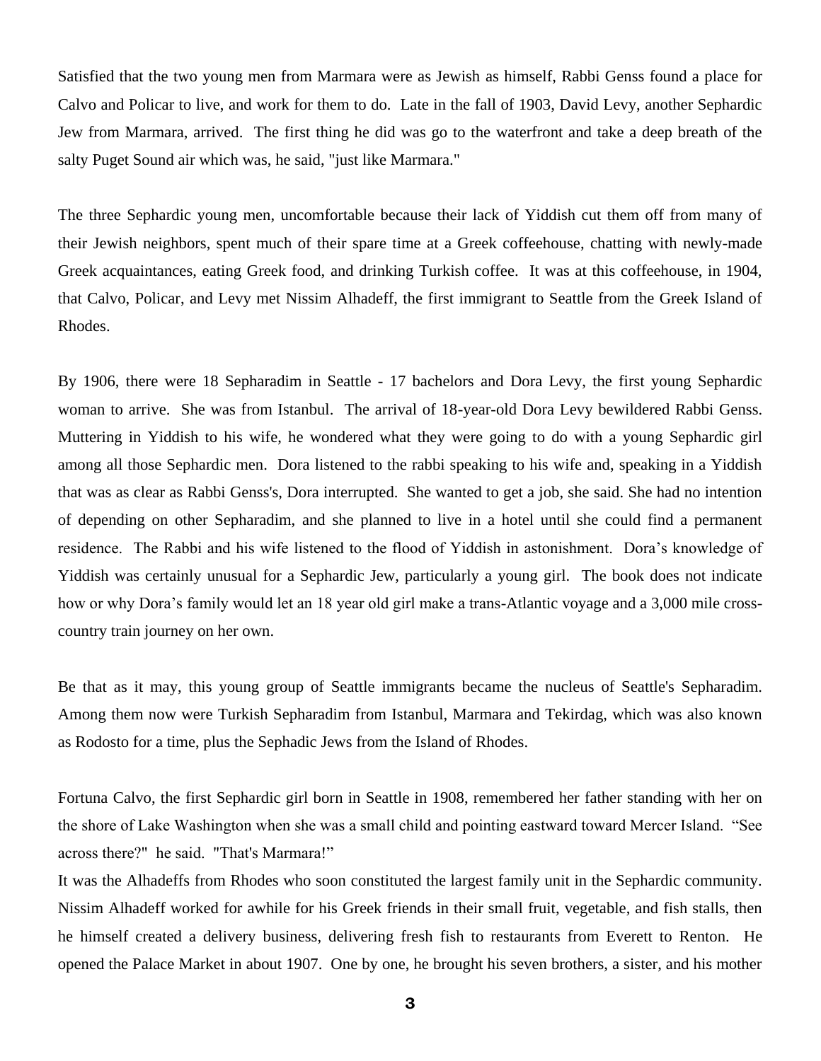Satisfied that the two young men from Marmara were as Jewish as himself, Rabbi Genss found a place for Calvo and Policar to live, and work for them to do. Late in the fall of 1903, David Levy, another Sephardic Jew from Marmara, arrived. The first thing he did was go to the waterfront and take a deep breath of the salty Puget Sound air which was, he said, "just like Marmara."

The three Sephardic young men, uncomfortable because their lack of Yiddish cut them off from many of their Jewish neighbors, spent much of their spare time at a Greek coffeehouse, chatting with newly-made Greek acquaintances, eating Greek food, and drinking Turkish coffee. It was at this coffeehouse, in 1904, that Calvo, Policar, and Levy met Nissim Alhadeff, the first immigrant to Seattle from the Greek Island of Rhodes.

By 1906, there were 18 Sepharadim in Seattle - 17 bachelors and Dora Levy, the first young Sephardic woman to arrive. She was from Istanbul. The arrival of 18-year-old Dora Levy bewildered Rabbi Genss. Muttering in Yiddish to his wife, he wondered what they were going to do with a young Sephardic girl among all those Sephardic men. Dora listened to the rabbi speaking to his wife and, speaking in a Yiddish that was as clear as Rabbi Genss's, Dora interrupted. She wanted to get a job, she said. She had no intention of depending on other Sepharadim, and she planned to live in a hotel until she could find a permanent residence. The Rabbi and his wife listened to the flood of Yiddish in astonishment. Dora's knowledge of Yiddish was certainly unusual for a Sephardic Jew, particularly a young girl. The book does not indicate how or why Dora's family would let an 18 year old girl make a trans-Atlantic voyage and a 3,000 mile cross-country train journey on her own.

Be that as it may, this young group of Seattle immigrants became the nucleus of Seattle's Sepharadim. Among them now were Turkish Sepharadim from Istanbul, Marmara and Tekirdag, which was also known as Rodosto for a time, plus the Sephadic Jews from the Island of Rhodes.

Fortuna Calvo, the first Sephardic girl born in Seattle in 1908, remembered her father standing with her on the shore of Lake Washington when she was a small child and pointing eastward toward Mercer Island. "See across there?" he said. "That's Marmara!"

It was the Alhadeffs from Rhodes who soon constituted the largest family unit in the Sephardic community. Nissim Alhadeff worked for awhile for his Greek friends in their small fruit, vegetable, and fish stalls, then he himself created a delivery business, delivering fresh fish to restaurants from Everett to Renton. He opened the Palace Market in about 1907. One by one, he brought his seven brothers, a sister, and his mother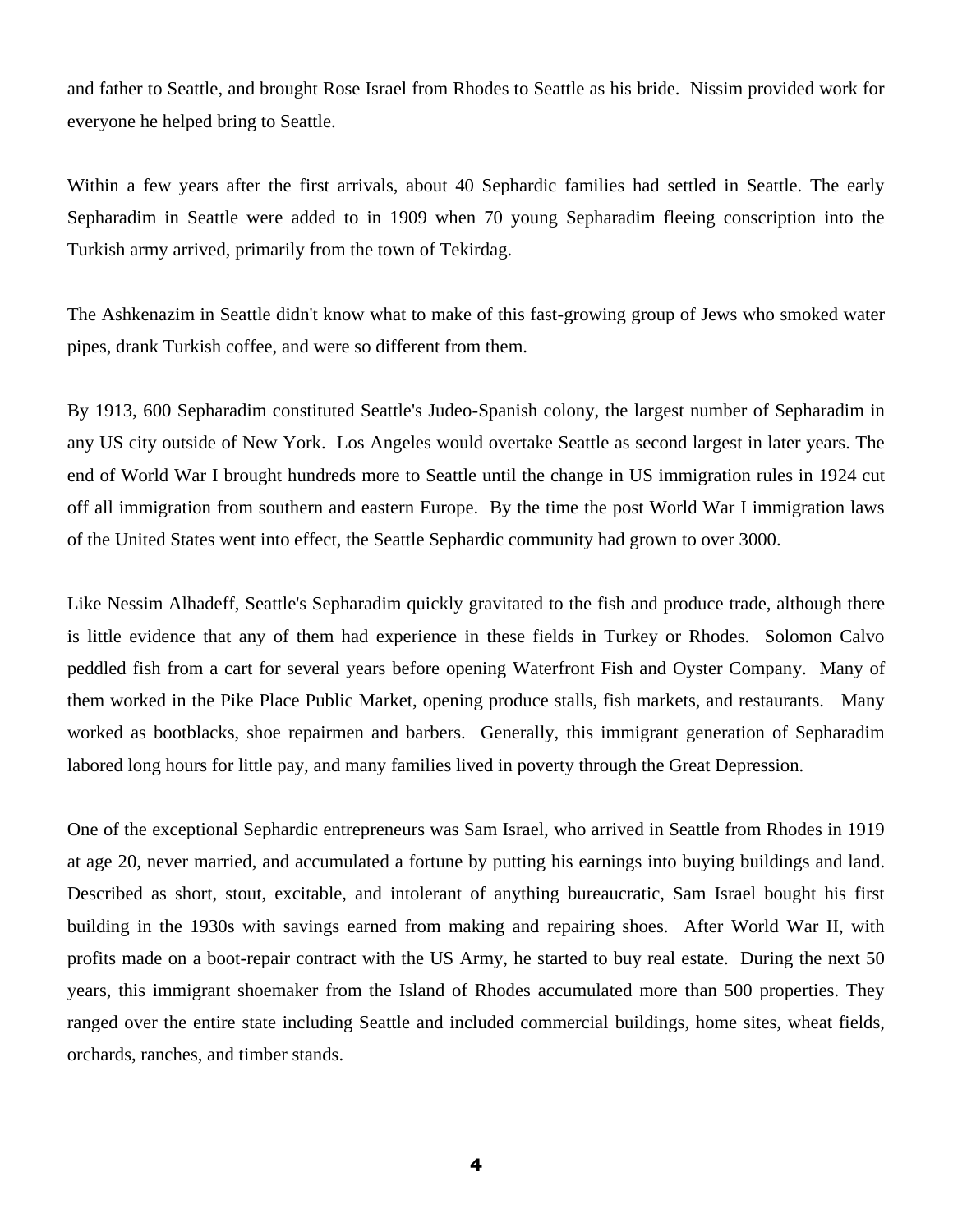and father to Seattle, and brought Rose Israel from Rhodes to Seattle as his bride. Nissim provided work for everyone he helped bring to Seattle.

Within a few years after the first arrivals, about 40 Sephardic families had settled in Seattle. The early Sepharadim in Seattle were added to in 1909 when 70 young Sepharadim fleeing conscription into the Turkish army arrived, primarily from the town of Tekirdag.

The Ashkenazim in Seattle didn't know what to make of this fast-growing group of Jews who smoked water pipes, drank Turkish coffee, and were so different from them.

By 1913, 600 Sepharadim constituted Seattle's Judeo-Spanish colony, the largest number of Sepharadim in any US city outside of New York. Los Angeles would overtake Seattle as second largest in later years. The end of World War I brought hundreds more to Seattle until the change in US immigration rules in 1924 cut off all immigration from southern and eastern Europe. By the time the post World War I immigration laws of the United States went into effect, the Seattle Sephardic community had grown to over 3000.

Like Nessim Alhadeff, Seattle's Sepharadim quickly gravitated to the fish and produce trade, although there is little evidence that any of them had experience in these fields in Turkey or Rhodes. Solomon Calvo peddled fish from a cart for several years before opening Waterfront Fish and Oyster Company. Many of them worked in the Pike Place Public Market, opening produce stalls, fish markets, and restaurants. Many worked as bootblacks, shoe repairmen and barbers. Generally, this immigrant generation of Sepharadim labored long hours for little pay, and many families lived in poverty through the Great Depression.

One of the exceptional Sephardic entrepreneurs was Sam Israel, who arrived in Seattle from Rhodes in 1919 at age 20, never married, and accumulated a fortune by putting his earnings into buying buildings and land. Described as short, stout, excitable, and intolerant of anything bureaucratic, Sam Israel bought his first building in the 1930s with savings earned from making and repairing shoes. After World War II, with profits made on a boot-repair contract with the US Army, he started to buy real estate. During the next 50 years, this immigrant shoemaker from the Island of Rhodes accumulated more than 500 properties. They ranged over the entire state including Seattle and included commercial buildings, home sites, wheat fields, orchards, ranches, and timber stands.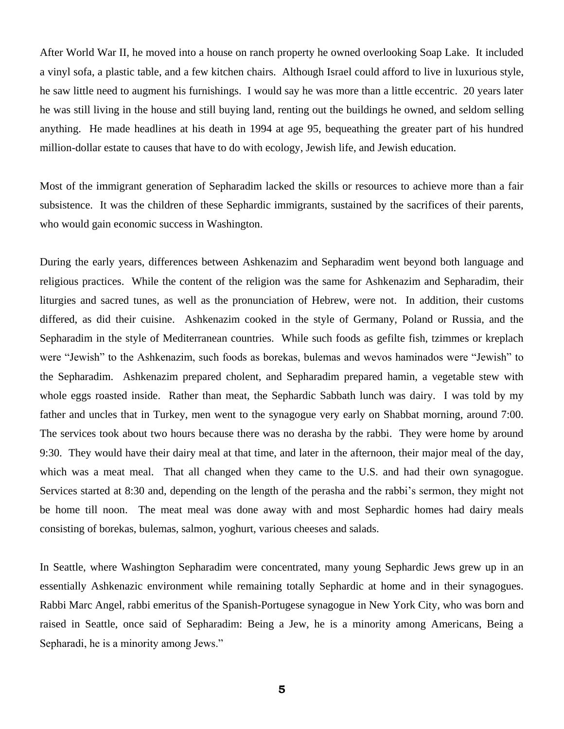After World War II, he moved into a house on ranch property he owned overlooking Soap Lake. It included a vinyl sofa, a plastic table, and a few kitchen chairs. Although Israel could afford to live in luxurious style, he saw little need to augment his furnishings. I would say he was more than a little eccentric. 20 years later he was still living in the house and still buying land, renting out the buildings he owned, and seldom selling anything. He made headlines at his death in 1994 at age 95, bequeathing the greater part of his hundred million-dollar estate to causes that have to do with ecology, Jewish life, and Jewish education.

Most of the immigrant generation of Sepharadim lacked the skills or resources to achieve more than a fair subsistence. It was the children of these Sephardic immigrants, sustained by the sacrifices of their parents, who would gain economic success in Washington.

During the early years, differences between Ashkenazim and Sepharadim went beyond both language and religious practices. While the content of the religion was the same for Ashkenazim and Sepharadim, their liturgies and sacred tunes, as well as the pronunciation of Hebrew, were not. In addition, their customs differed, as did their cuisine. Ashkenazim cooked in the style of Germany, Poland or Russia, and the Sepharadim in the style of Mediterranean countries. While such foods as gefilte fish, tzimmes or kreplach were "Jewish" to the Ashkenazim, such foods as borekas, bulemas and wevos haminados were "Jewish" to the Sepharadim. Ashkenazim prepared cholent, and Sepharadim prepared hamin, a vegetable stew with whole eggs roasted inside. Rather than meat, the Sephardic Sabbath lunch was dairy. I was told by my father and uncles that in Turkey, men went to the synagogue very early on Shabbat morning, around 7:00. The services took about two hours because there was no derasha by the rabbi. They were home by around 9:30. They would have their dairy meal at that time, and later in the afternoon, their major meal of the day, which was a meat meal. That all changed when they came to the U.S. and had their own synagogue. Services started at 8:30 and, depending on the length of the perasha and the rabbi's sermon, they might not be home till noon. The meat meal was done away with and most Sephardic homes had dairy meals consisting of borekas, bulemas, salmon, yoghurt, various cheeses and salads.

In Seattle, where Washington Sepharadim were concentrated, many young Sephardic Jews grew up in an essentially Ashkenazic environment while remaining totally Sephardic at home and in their synagogues. Rabbi Marc Angel, rabbi emeritus of the Spanish-Portugese synagogue in New York City, who was born and raised in Seattle, once said of Sepharadim: Being a Jew, he is a minority among Americans, Being a Sepharadi, he is a minority among Jews."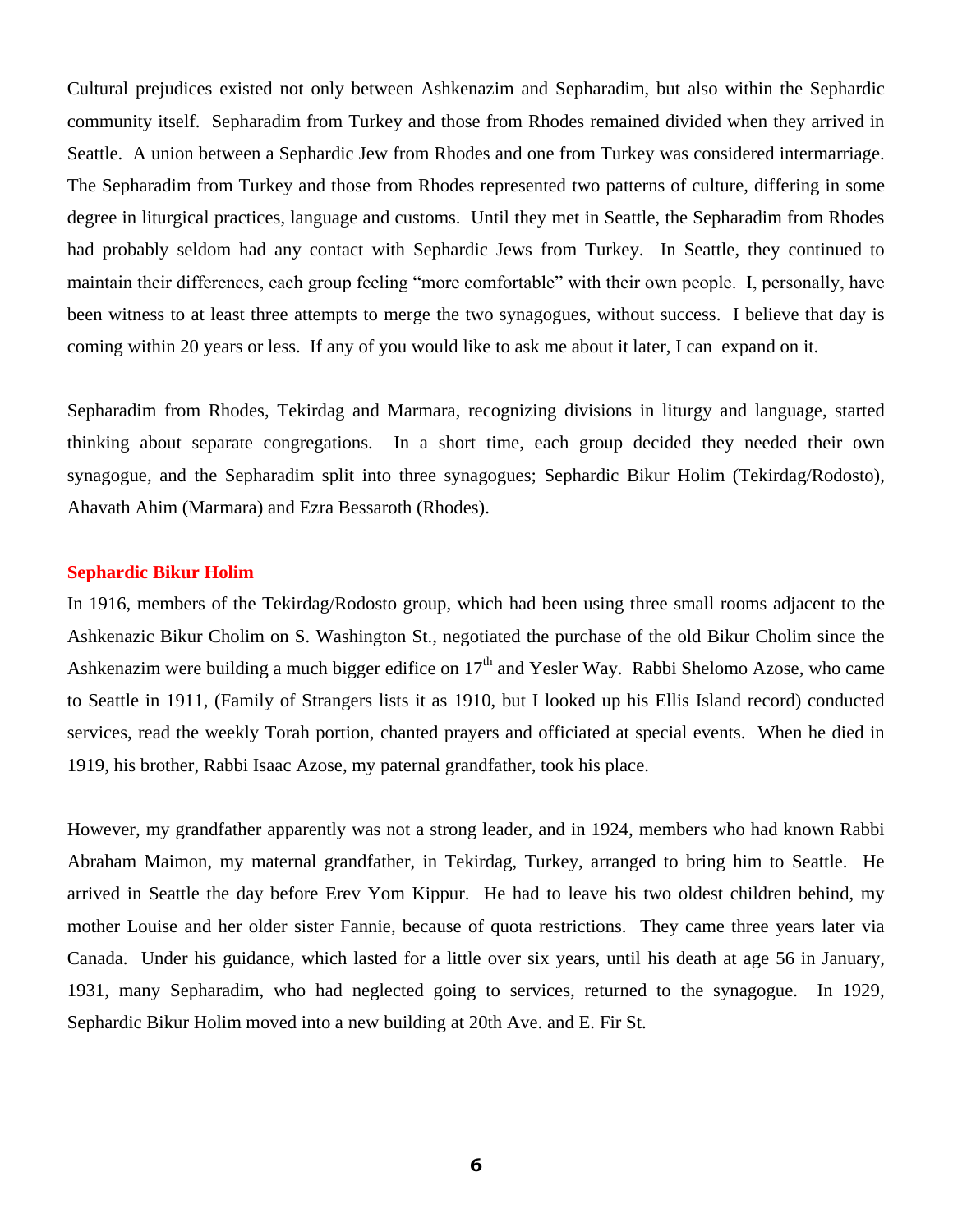Cultural prejudices existed not only between Ashkenazim and Sepharadim, but also within the Sephardic community itself. Sepharadim from Turkey and those from Rhodes remained divided when they arrived in Seattle. A union between a Sephardic Jew from Rhodes and one from Turkey was considered intermarriage. The Sepharadim from Turkey and those from Rhodes represented two patterns of culture, differing in some degree in liturgical practices, language and customs. Until they met in Seattle, the Sepharadim from Rhodes had probably seldom had any contact with Sephardic Jews from Turkey. In Seattle, they continued to maintain their differences, each group feeling "more comfortable" with their own people. I, personally, have been witness to at least three attempts to merge the two synagogues, without success. I believe that day is coming within 20 years or less. If any of you would like to ask me about it later, I can expand on it.

Sepharadim from Rhodes, Tekirdag and Marmara, recognizing divisions in liturgy and language, started thinking about separate congregations. In a short time, each group decided they needed their own synagogue, and the Sepharadim split into three synagogues; Sephardic Bikur Holim (Tekirdag/Rodosto), Ahavath Ahim (Marmara) and Ezra Bessaroth (Rhodes).

## Sephardic Bikur Holim

In 1916, members of the Tekirdag/Rodosto group, which had been using three small rooms adjacent to the Ashkenazic Bikur Cholim on S. Washington St., negotiated the purchase of the old Bikur Cholim since the Ashkenazim were building a much bigger edifice on 17th and Yesler Way. Rabbi Shelomo Azose, who came to Seattle in 1911, (Family of Strangers lists it as 1910, but I looked up his Ellis Island record) conducted services, read the weekly Torah portion, chanted prayers and officiated at special events. When he died in 1919, his brother, Rabbi Isaac Azose, my paternal grandfather, took his place.

However, my grandfather apparently was not a strong leader, and in 1924, members who had known Rabbi Abraham Maimon, my maternal grandfather, in Tekirdag, Turkey, arranged to bring him to Seattle. He arrived in Seattle the day before Erev Yom Kippur. He had to leave his two oldest children behind, my mother Louise and her older sister Fannie, because of quota restrictions. They came three years later via Canada. Under his guidance, which lasted for a little over six years, until his death at age 56 in January, 1931, many Sepharadim, who had neglected going to services, returned to the synagogue. In 1929, Sephardic Bikur Holim moved into a new building at 20th Ave. and E. Fir St.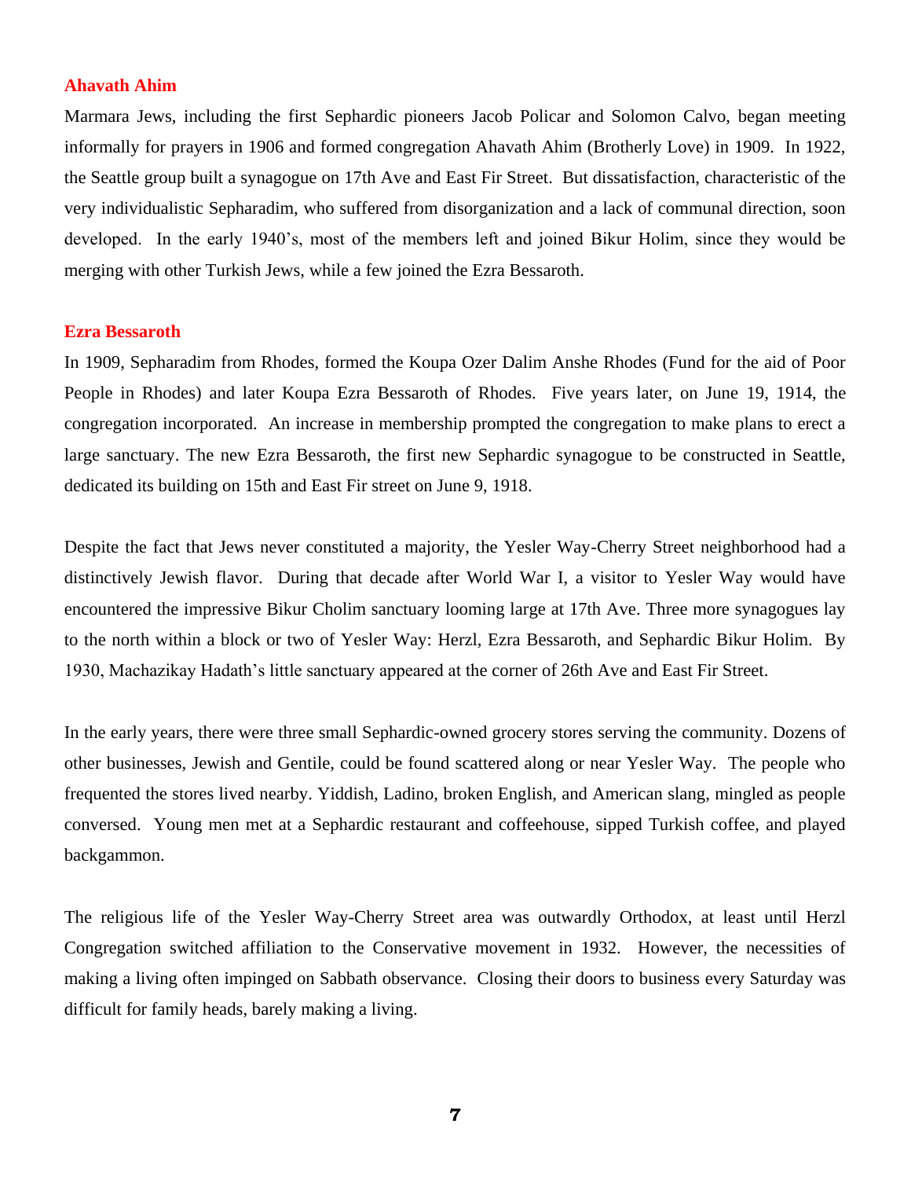## Ahavath Ahim

Marmara Jews, including the first Sephardic pioneers Jacob Policar and Solomon Calvo, began meeting informally for prayers in 1906 and formed congregation Ahavath Ahim (Brotherly Love) in 1909. In 1922, the Seattle group built a synagogue on 17th Ave and East Fir Street. But dissatisfaction, characteristic of the very individualistic Sepharadim, who suffered from disorganization and a lack of communal direction, soon developed. In the early 1940's, most of the members left and joined Bikur Holim, since they would be merging with other Turkish Jews, while a few joined the Ezra Bessaroth.

## Ezra Bessaroth

In 1909, Sepharadim from Rhodes, formed the Koupa Ozer Dalim Anshe Rhodes (Fund for the aid of Poor People in Rhodes) and later Koupa Ezra Bessaroth of Rhodes. Five years later, on June 19, 1914, the congregation incorporated. An increase in membership prompted the congregation to make plans to erect a large sanctuary. The new Ezra Bessaroth, the first new Sephardic synagogue to be constructed in Seattle, dedicated its building on 15th and East Fir street on June 9, 1918.

Despite the fact that Jews never constituted a majority, the Yesler Way-Cherry Street neighborhood had a distinctively Jewish flavor. During that decade after World War I, a visitor to Yesler Way would have encountered the impressive Bikur Cholim sanctuary looming large at 17th Ave. Three more synagogues lay to the north within a block or two of Yesler Way: Herzl, Ezra Bessaroth, and Sephardic Bikur Holim. By 1930, Machazikay Hadath's little sanctuary appeared at the corner of 26th Ave and East Fir Street.

In the early years, there were three small Sephardic-owned grocery stores serving the community. Dozens of other businesses, Jewish and Gentile, could be found scattered along or near Yesler Way. The people who frequented the stores lived nearby. Yiddish, Ladino, broken English, and American slang, mingled as people conversed. Young men met at a Sephardic restaurant and coffeehouse, sipped Turkish coffee, and played backgammon.

The religious life of the Yesler Way-Cherry Street area was outwardly Orthodox, at least until Herzl Congregation switched affiliation to the Conservative movement in 1932. However, the necessities of making a living often impinged on Sabbath observance. Closing their doors to business every Saturday was difficult for family heads, barely making a living.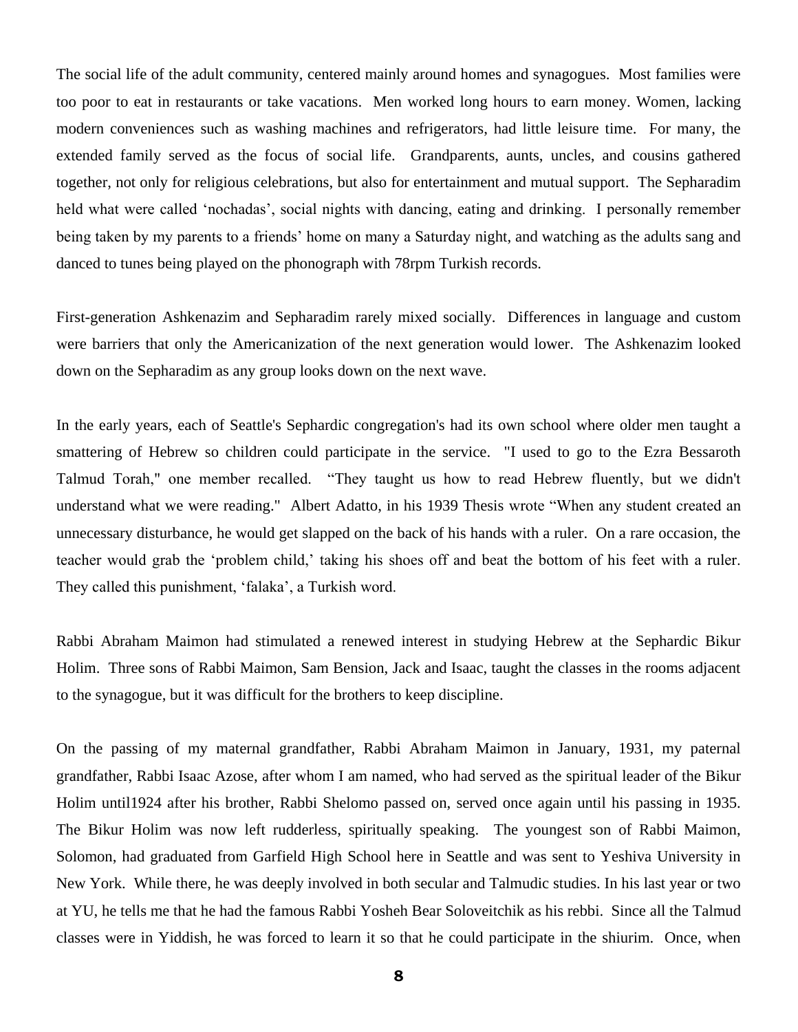The social life of the adult community, centered mainly around homes and synagogues. Most families were too poor to eat in restaurants or take vacations. Men worked long hours to earn money. Women, lacking modern conveniences such as washing machines and refrigerators, had little leisure time. For many, the extended family served as the focus of social life. Grandparents, aunts, uncles, and cousins gathered together, not only for religious celebrations, but also for entertainment and mutual support. The Sepharadim held what were called 'nochadas', social nights with dancing, eating and drinking. I personally remember being taken by my parents to a friends' home on many a Saturday night, and watching as the adults sang and danced to tunes being played on the phonograph with 78rpm Turkish records.

First-generation Ashkenazim and Sepharadim rarely mixed socially. Differences in language and custom were barriers that only the Americanization of the next generation would lower. The Ashkenazim looked down on the Sepharadim as any group looks down on the next wave.

In the early years, each of Seattle's Sephardic congregation's had its own school where older men taught a smattering of Hebrew so children could participate in the service. "I used to go to the Ezra Bessaroth Talmud Torah," one member recalled. "They taught us how to read Hebrew fluently, but we didn't understand what we were reading." Albert Adatto, in his 1939 Thesis wrote "When any student created an unnecessary disturbance, he would get slapped on the back of his hands with a ruler. On a rare occasion, the teacher would grab the 'problem child,' taking his shoes off and beat the bottom of his feet with a ruler. They called this punishment, 'falaka', a Turkish word.

Rabbi Abraham Maimon had stimulated a renewed interest in studying Hebrew at the Sephardic Bikur Holim. Three sons of Rabbi Maimon, Sam Bension, Jack and Isaac, taught the classes in the rooms adjacent to the synagogue, but it was difficult for the brothers to keep discipline.

On the passing of my maternal grandfather, Rabbi Abraham Maimon in January, 1931, my paternal grandfather, Rabbi Isaac Azose, after whom I am named, who had served as the spiritual leader of the Bikur Holim until1924 after his brother, Rabbi Shelomo passed on, served once again until his passing in 1935. The Bikur Holim was now left rudderless, spiritually speaking. The youngest son of Rabbi Maimon, Solomon, had graduated from Garfield High School here in Seattle and was sent to Yeshiva University in New York. While there, he was deeply involved in both secular and Talmudic studies. In his last year or two at YU, he tells me that he had the famous Rabbi Yosheh Bear Soloveitchik as his rebbi. Since all the Talmud classes were in Yiddish, he was forced to learn it so that he could participate in the shiurim. Once, when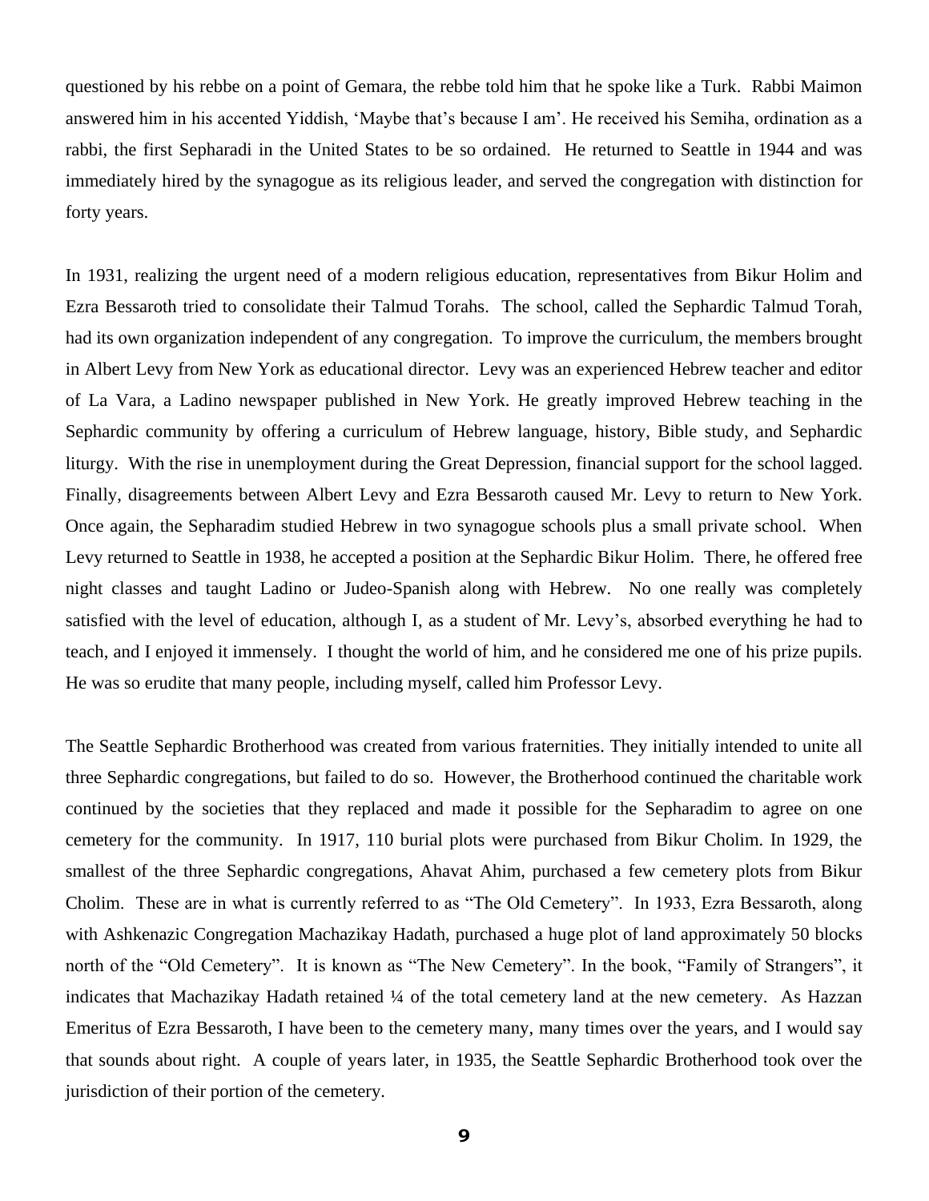questioned by his rebbe on a point of Gemara, the rebbe told him that he spoke like a Turk. Rabbi Maimon answered him in his accented Yiddish, 'Maybe that's because I am'. He received his Semiha, ordination as a rabbi, the first Sepharadi in the United States to be so ordained. He returned to Seattle in 1944 and was immediately hired by the synagogue as its religious leader, and served the congregation with distinction for forty years.

In 1931, realizing the urgent need of a modern religious education, representatives from Bikur Holim and Ezra Bessaroth tried to consolidate their Talmud Torahs. The school, called the Sephardic Talmud Torah, had its own organization independent of any congregation. To improve the curriculum, the members brought in Albert Levy from New York as educational director. Levy was an experienced Hebrew teacher and editor of La Vara, a Ladino newspaper published in New York. He greatly improved Hebrew teaching in the Sephardic community by offering a curriculum of Hebrew language, history, Bible study, and Sephardic liturgy. With the rise in unemployment during the Great Depression, financial support for the school lagged. Finally, disagreements between Albert Levy and Ezra Bessaroth caused Mr. Levy to return to New York. Once again, the Sepharadim studied Hebrew in two synagogue schools plus a small private school. When Levy returned to Seattle in 1938, he accepted a position at the Sephardic Bikur Holim. There, he offered free night classes and taught Ladino or Judeo-Spanish along with Hebrew. No one really was completely satisfied with the level of education, although I, as a student of Mr. Levy's, absorbed everything he had to teach, and I enjoyed it immensely. I thought the world of him, and he considered me one of his prize pupils. He was so erudite that many people, including myself, called him Professor Levy.

The Seattle Sephardic Brotherhood was created from various fraternities. They initially intended to unite all three Sephardic congregations, but failed to do so. However, the Brotherhood continued the charitable work continued by the societies that they replaced and made it possible for the Sepharadim to agree on one cemetery for the community. In 1917, 110 burial plots were purchased from Bikur Cholim. In 1929, the smallest of the three Sephardic congregations, Ahavat Ahim, purchased a few cemetery plots from Bikur Cholim. These are in what is currently referred to as "The Old Cemetery". In 1933, Ezra Bessaroth, along with Ashkenazic Congregation Machazikay Hadath, purchased a huge plot of land approximately 50 blocks north of the "Old Cemetery". It is known as "The New Cemetery". In the book, "Family of Strangers", it indicates that Machazikay Hadath retained ¼ of the total cemetery land at the new cemetery. As Hazzan Emeritus of Ezra Bessaroth, I have been to the cemetery many, many times over the years, and I would say that sounds about right. A couple of years later, in 1935, the Seattle Sephardic Brotherhood took over the jurisdiction of their portion of the cemetery.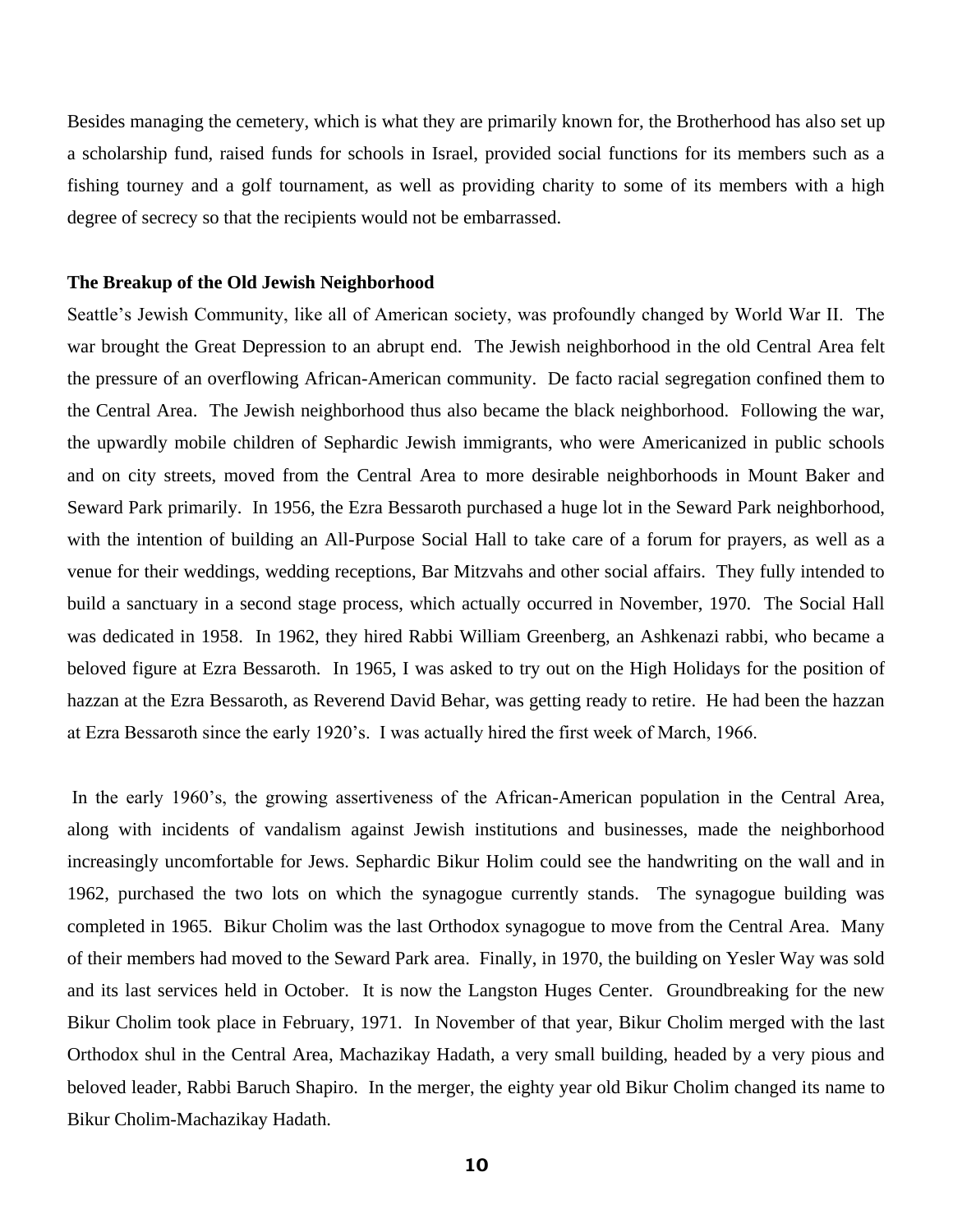Besides managing the cemetery, which is what they are primarily known for, the Brotherhood has also set up a scholarship fund, raised funds for schools in Israel, provided social functions for its members such as a fishing tourney and a golf tournament, as well as providing charity to some of its members with a high degree of secrecy so that the recipients would not be embarrassed.

**The Breakup of the Old Jewish Neighborhood**

Seattle's Jewish Community, like all of American society, was profoundly changed by World War II. The war brought the Great Depression to an abrupt end. The Jewish neighborhood in the old Central Area felt the pressure of an overflowing African-American community. De facto racial segregation confined them to the Central Area. The Jewish neighborhood thus also became the black neighborhood. Following the war, the upwardly mobile children of Sephardic Jewish immigrants, who were Americanized in public schools and on city streets, moved from the Central Area to more desirable neighborhoods in Mount Baker and Seward Park primarily. In 1956, the Ezra Bessaroth purchased a huge lot in the Seward Park neighborhood, with the intention of building an All-Purpose Social Hall to take care of a forum for prayers, as well as a venue for their weddings, wedding receptions, Bar Mitzvahs and other social affairs. They fully intended to build a sanctuary in a second stage process, which actually occurred in November, 1970. The Social Hall was dedicated in 1958. In 1962, they hired Rabbi William Greenberg, an Ashkenazi rabbi, who became a beloved figure at Ezra Bessaroth. In 1965, I was asked to try out on the High Holidays for the position of hazzan at the Ezra Bessaroth, as Reverend David Behar, was getting ready to retire. He had been the hazzan at Ezra Bessaroth since the early 1920's. I was actually hired the first week of March, 1966.

In the early 1960's, the growing assertiveness of the African-American population in the Central Area, along with incidents of vandalism against Jewish institutions and businesses, made the neighborhood increasingly uncomfortable for Jews. Sephardic Bikur Holim could see the handwriting on the wall and in 1962, purchased the two lots on which the synagogue currently stands. The synagogue building was completed in 1965. Bikur Cholim was the last Orthodox synagogue to move from the Central Area. Many of their members had moved to the Seward Park area. Finally, in 1970, the building on Yesler Way was sold and its last services held in October. It is now the Langston Huges Center. Groundbreaking for the new Bikur Cholim took place in February, 1971. In November of that year, Bikur Cholim merged with the last Orthodox shul in the Central Area, Machazikay Hadath, a very small building, headed by a very pious and beloved leader, Rabbi Baruch Shapiro. In the merger, the eighty year old Bikur Cholim changed its name to Bikur Cholim-Machazikay Hadath.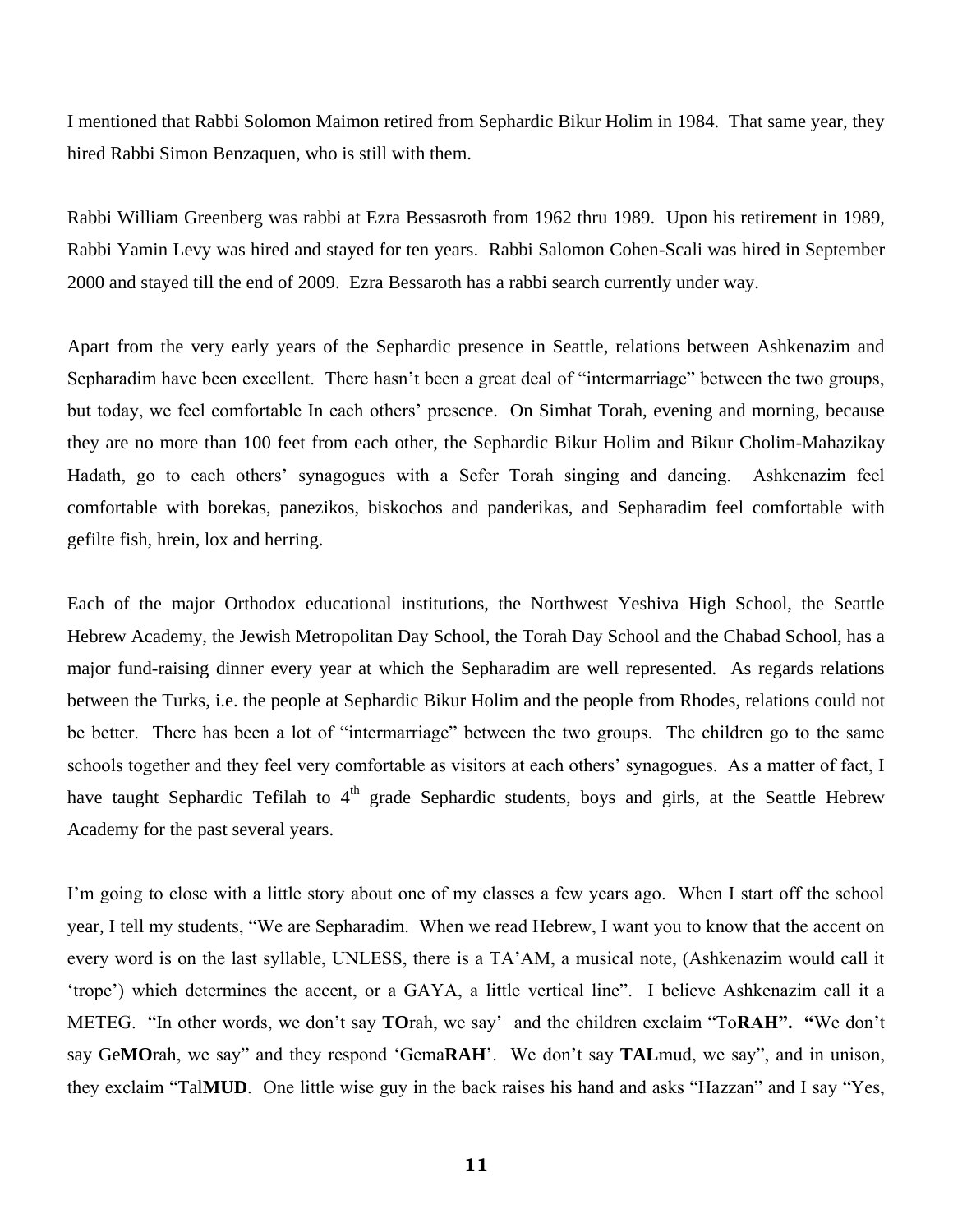I mentioned that Rabbi Solomon Maimon retired from Sephardic Bikur Holim in 1984. That same year, they hired Rabbi Simon Benzaquen, who is still with them.

Rabbi William Greenberg was rabbi at Ezra Bessasroth from 1962 thru 1989. Upon his retirement in 1989, Rabbi Yamin Levy was hired and stayed for ten years. Rabbi Salomon Cohen-Scali was hired in September 2000 and stayed till the end of 2009. Ezra Bessaroth has a rabbi search currently under way.

Apart from the very early years of the Sephardic presence in Seattle, relations between Ashkenazim and Sepharadim have been excellent. There hasn't been a great deal of "intermarriage" between the two groups, but today, we feel comfortable In each others' presence. On Simhat Torah, evening and morning, because they are no more than 100 feet from each other, the Sephardic Bikur Holim and Bikur Cholim-Mahazikay Hadath, go to each others' synagogues with a Sefer Torah singing and dancing. Ashkenazim feel comfortable with borekas, panezikos, biskochos and panderikas, and Sepharadim feel comfortable with gefilte fish, hrein, lox and herring.

Each of the major Orthodox educational institutions, the Northwest Yeshiva High School, the Seattle Hebrew Academy, the Jewish Metropolitan Day School, the Torah Day School and the Chabad School, has a major fund-raising dinner every year at which the Sepharadim are well represented. As regards relations between the Turks, i.e. the people at Sephardic Bikur Holim and the people from Rhodes, relations could not be better. There has been a lot of "intermarriage" between the two groups. The children go to the same schools together and they feel very comfortable as visitors at each others' synagogues. As a matter of fact, I have taught Sephardic Tefilah to 4th grade Sephardic students, boys and girls, at the Seattle Hebrew Academy for the past several years.

I'm going to close with a little story about one of my classes a few years ago. When I start off the school year, I tell my students, "We are Sepharadim. When we read Hebrew, I want you to know that the accent on every word is on the last syllable, UNLESS, there is a TA'AM, a musical note, (Ashkenazim would call it 'trope') which determines the accent, or a GAYA, a little vertical line". I believe Ashkenazim call it a METEG. "In other words, we don't say **TO**rah, we say' and the children exclaim "To**RAH". "**We don't say Ge**MO**rah, we say" and they respond 'Gema**RAH**'. We don't say **TAL**mud, we say", and in unison, they exclaim "Tal**MUD**. One little wise guy in the back raises his hand and asks "Hazzan" and I say "Yes,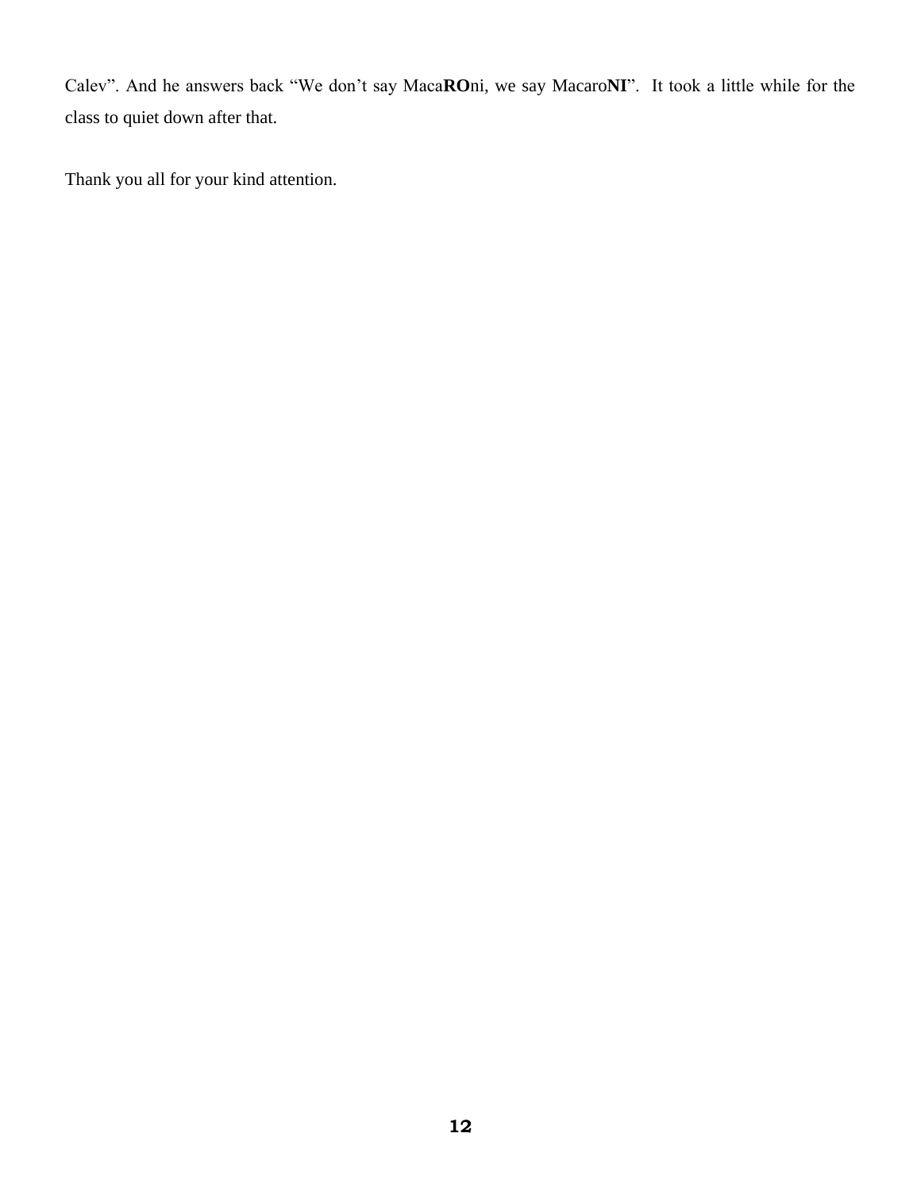Calev”. And he answers back “We don’t say Maca**RO**ni, we say Macaro**NI**”.  It took a little while for the class to quiet down after that.

Thank you all for your kind attention.